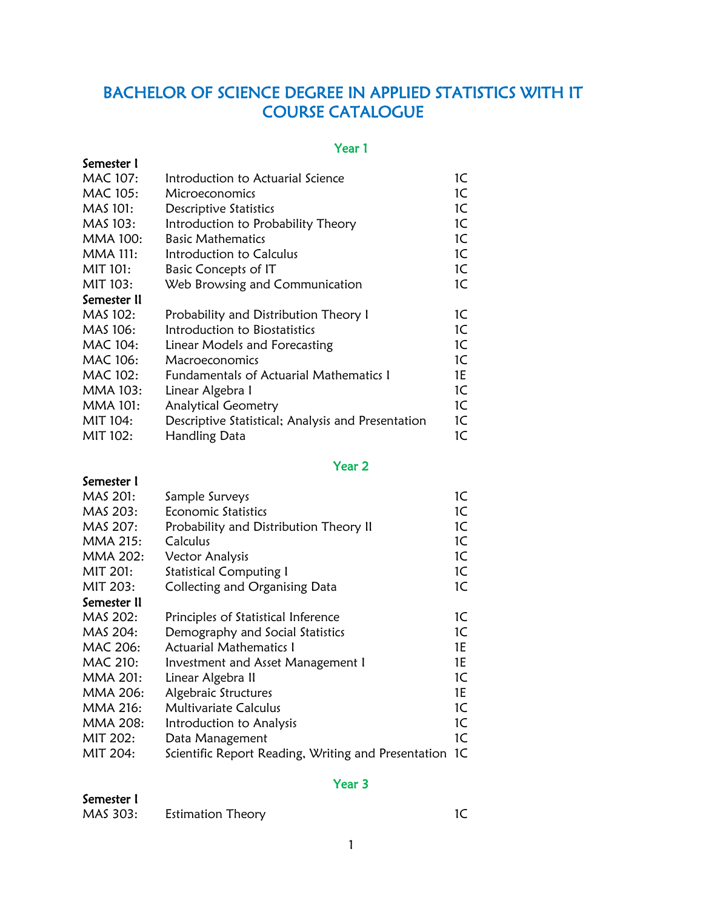# BACHELOR OF SCIENCE DEGREE IN APPLIED STATISTICS WITH IT COURSE CATALOGUE

## Year 1

**Semester I**

| | | |
|---|---|---|
| MAC 107: | Introduction to Actuarial Science | 1C |
| MAC 105: | Microeconomics | 1C |
| MAS 101: | Descriptive Statistics | 1C |
| MAS 103: | Introduction to Probability Theory | 1C |
| MMA 100: | Basic Mathematics | 1C |
| MMA 111: | Introduction to Calculus | 1C |
| MIT 101: | Basic Concepts of IT | 1C |
| MIT 103: | Web Browsing and Communication | 1C |

**Semester II**

| | | |
|---|---|---|
| MAS 102: | Probability and Distribution Theory I | 1C |
| MAS 106: | Introduction to Biostatistics | 1C |
| MAC 104: | Linear Models and Forecasting | 1C |
| MAC 106: | Macroeconomics | 1C |
| MAC 102: | Fundamentals of Actuarial Mathematics I | 1E |
| MMA 103: | Linear Algebra I | 1C |
| MMA 101: | Analytical Geometry | 1C |
| MIT 104: | Descriptive Statistical; Analysis and Presentation | 1C |
| MIT 102: | Handling Data | 1C |

## Year 2

**Semester I**

| | | |
|---|---|---|
| MAS 201: | Sample Surveys | 1C |
| MAS 203: | Economic Statistics | 1C |
| MAS 207: | Probability and Distribution Theory II | 1C |
| MMA 215: | Calculus | 1C |
| MMA 202: | Vector Analysis | 1C |
| MIT 201: | Statistical Computing I | 1C |
| MIT 203: | Collecting and Organising Data | 1C |

**Semester II**

| | | |
|---|---|---|
| MAS 202: | Principles of Statistical Inference | 1C |
| MAS 204: | Demography and Social Statistics | 1C |
| MAC 206: | Actuarial Mathematics I | 1E |
| MAC 210: | Investment and Asset Management I | 1E |
| MMA 201: | Linear Algebra II | 1C |
| MMA 206: | Algebraic Structures | 1E |
| MMA 216: | Multivariate Calculus | 1C |
| MMA 208: | Introduction to Analysis | 1C |
| MIT 202: | Data Management | 1C |
| MIT 204: | Scientific Report Reading, Writing and Presentation | 1C |

## Year 3

**Semester I**

| | | |
|---|---|---|
| MAS 303: | Estimation Theory | 1C |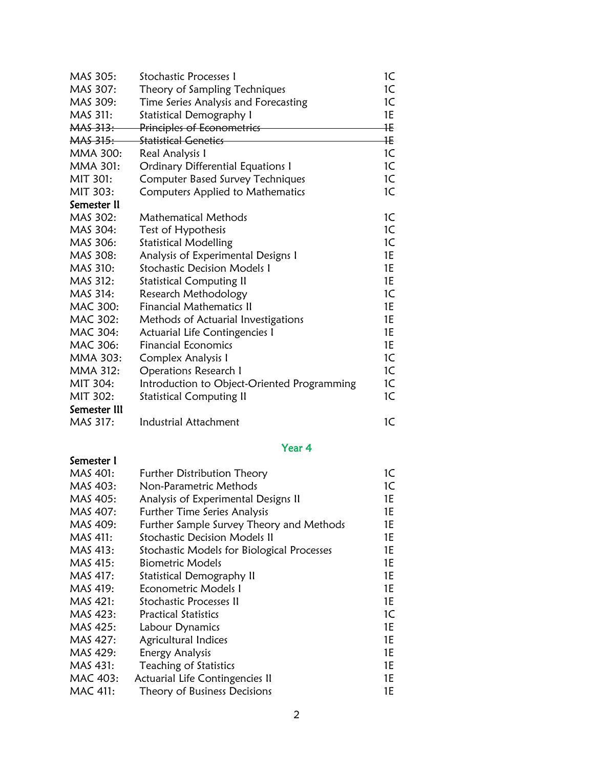| | | |
|---|---|---|
| MAS 305: | Stochastic Processes I | 1C |
| MAS 307: | Theory of Sampling Techniques | 1C |
| MAS 309: | Time Series Analysis and Forecasting | 1C |
| MAS 311: | Statistical Demography I | 1E |
| ~~MAS 313:~~ | ~~Principles of Econometrics~~ | ~~1E~~ |
| ~~MAS 315:~~ | ~~Statistical Genetics~~ | ~~1E~~ |
| MMA 300: | Real Analysis I | 1C |
| MMA 301: | Ordinary Differential Equations I | 1C |
| MIT 301: | Computer Based Survey Techniques | 1C |
| MIT 303: | Computers Applied to Mathematics | 1C |
| **Semester II** | | |
| MAS 302: | Mathematical Methods | 1C |
| MAS 304: | Test of Hypothesis | 1C |
| MAS 306: | Statistical Modelling | 1C |
| MAS 308: | Analysis of Experimental Designs I | 1E |
| MAS 310: | Stochastic Decision Models I | 1E |
| MAS 312: | Statistical Computing II | 1E |
| MAS 314: | Research Methodology | 1C |
| MAC 300: | Financial Mathematics II | 1E |
| MAC 302: | Methods of Actuarial Investigations | 1E |
| MAC 304: | Actuarial Life Contingencies I | 1E |
| MAC 306: | Financial Economics | 1E |
| MMA 303: | Complex Analysis I | 1C |
| MMA 312: | Operations Research I | 1C |
| MIT 304: | Introduction to Object-Oriented Programming | 1C |
| MIT 302: | Statistical Computing II | 1C |
| **Semester III** | | |
| MAS 317: | Industrial Attachment | 1C |

## Year 4

**Semester I**

| | | |
|---|---|---|
| MAS 401: | Further Distribution Theory | 1C |
| MAS 403: | Non-Parametric Methods | 1C |
| MAS 405: | Analysis of Experimental Designs II | 1E |
| MAS 407: | Further Time Series Analysis | 1E |
| MAS 409: | Further Sample Survey Theory and Methods | 1E |
| MAS 411: | Stochastic Decision Models II | 1E |
| MAS 413: | Stochastic Models for Biological Processes | 1E |
| MAS 415: | Biometric Models | 1E |
| MAS 417: | Statistical Demography II | 1E |
| MAS 419: | Econometric Models I | 1E |
| MAS 421: | Stochastic Processes II | 1E |
| MAS 423: | Practical Statistics | 1C |
| MAS 425: | Labour Dynamics | 1E |
| MAS 427: | Agricultural Indices | 1E |
| MAS 429: | Energy Analysis | 1E |
| MAS 431: | Teaching of Statistics | 1E |
| MAC 403: | Actuarial Life Contingencies II | 1E |
| MAC 411: | Theory of Business Decisions | 1E |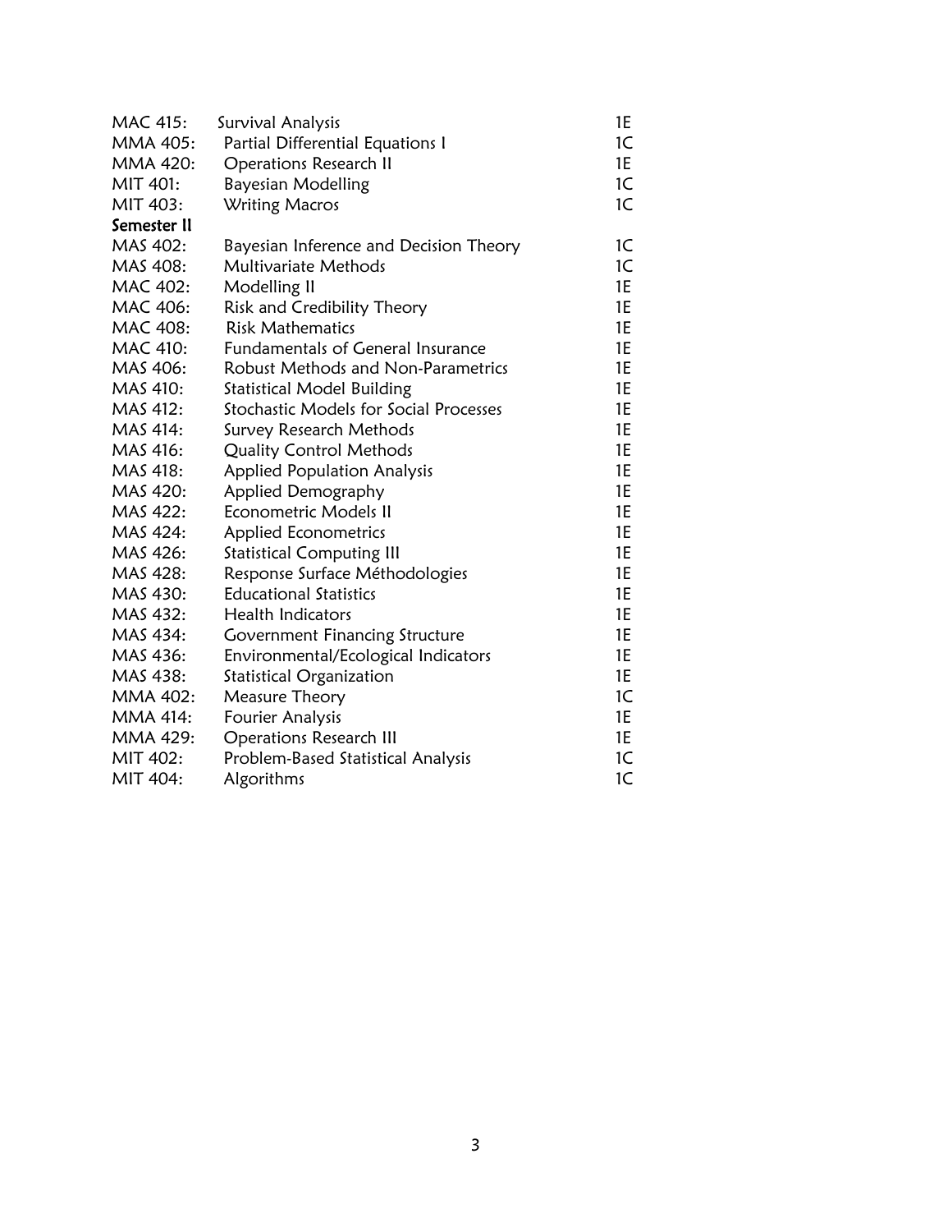| | | |
|---|---|---|
| MAC 415: | Survival Analysis | 1E |
| MMA 405: | Partial Differential Equations I | 1C |
| MMA 420: | Operations Research II | 1E |
| MIT 401: | Bayesian Modelling | 1C |
| MIT 403: | Writing Macros | 1C |

**Semester II**

| | | |
|---|---|---|
| MAS 402: | Bayesian Inference and Decision Theory | 1C |
| MAS 408: | Multivariate Methods | 1C |
| MAC 402: | Modelling II | 1E |
| MAC 406: | Risk and Credibility Theory | 1E |
| MAC 408: | Risk Mathematics | 1E |
| MAC 410: | Fundamentals of General Insurance | 1E |
| MAS 406: | Robust Methods and Non-Parametrics | 1E |
| MAS 410: | Statistical Model Building | 1E |
| MAS 412: | Stochastic Models for Social Processes | 1E |
| MAS 414: | Survey Research Methods | 1E |
| MAS 416: | Quality Control Methods | 1E |
| MAS 418: | Applied Population Analysis | 1E |
| MAS 420: | Applied Demography | 1E |
| MAS 422: | Econometric Models II | 1E |
| MAS 424: | Applied Econometrics | 1E |
| MAS 426: | Statistical Computing III | 1E |
| MAS 428: | Response Surface Méthodologies | 1E |
| MAS 430: | Educational Statistics | 1E |
| MAS 432: | Health Indicators | 1E |
| MAS 434: | Government Financing Structure | 1E |
| MAS 436: | Environmental/Ecological Indicators | 1E |
| MAS 438: | Statistical Organization | 1E |
| MMA 402: | Measure Theory | 1C |
| MMA 414: | Fourier Analysis | 1E |
| MMA 429: | Operations Research III | 1E |
| MIT 402: | Problem-Based Statistical Analysis | 1C |
| MIT 404: | Algorithms | 1C |